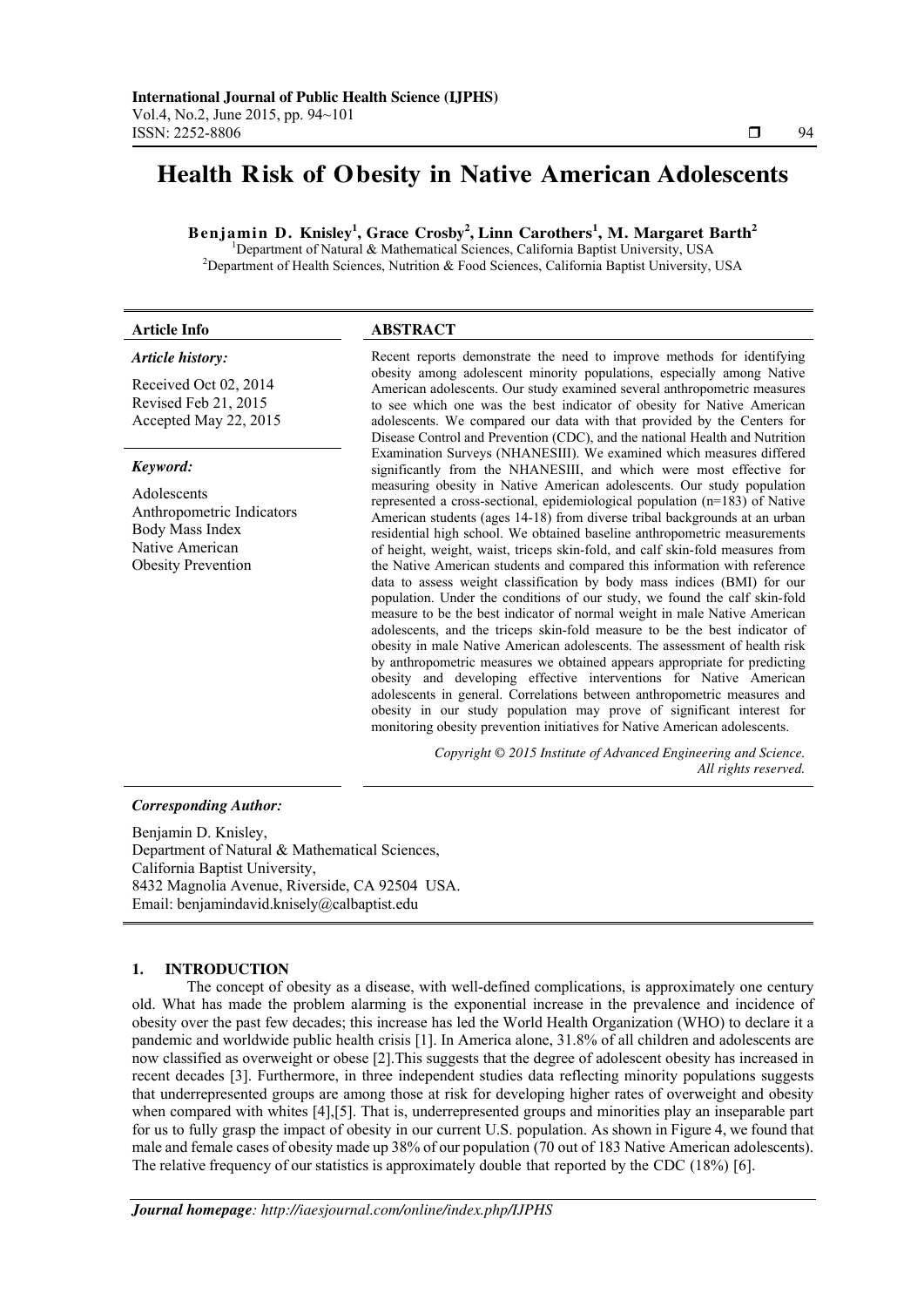# Health Risk of Obesity in Native American Adolescents

**Benjamin D. Knisley[1], Grace Crosby[2], Linn Carothers[1], M. Margaret Barth[2]**

[1]Department of Natural & Mathematical Sciences, California Baptist University, USA
[2]Department of Health Sciences, Nutrition & Food Sciences, California Baptist University, USA

### Article Info

***Article history:***

Received Oct 02, 2014
Revised Feb 21, 2015
Accepted May 22, 2015

***Keyword:***

Adolescents
Anthropometric Indicators
Body Mass Index
Native American
Obesity Prevention

### ABSTRACT

Recent reports demonstrate the need to improve methods for identifying obesity among adolescent minority populations, especially among Native American adolescents. Our study examined several anthropometric measures to see which one was the best indicator of obesity for Native American adolescents. We compared our data with that provided by the Centers for Disease Control and Prevention (CDC), and the national Health and Nutrition Examination Surveys (NHANESIII). We examined which measures differed significantly from the NHANESIII, and which were most effective for measuring obesity in Native American adolescents. Our study population represented a cross-sectional, epidemiological population (n=183) of Native American students (ages 14-18) from diverse tribal backgrounds at an urban residential high school. We obtained baseline anthropometric measurements of height, weight, waist, triceps skin-fold, and calf skin-fold measures from the Native American students and compared this information with reference data to assess weight classification by body mass indices (BMI) for our population. Under the conditions of our study, we found the calf skin-fold measure to be the best indicator of normal weight in male Native American adolescents, and the triceps skin-fold measure to be the best indicator of obesity in male Native American adolescents. The assessment of health risk by anthropometric measures we obtained appears appropriate for predicting obesity and developing effective interventions for Native American adolescents in general. Correlations between anthropometric measures and obesity in our study population may prove of significant interest for monitoring obesity prevention initiatives for Native American adolescents.

*Copyright © 2015 Institute of Advanced Engineering and Science. All rights reserved.*

***Corresponding Author:***

Benjamin D. Knisley,
Department of Natural & Mathematical Sciences,
California Baptist University,
8432 Magnolia Avenue, Riverside, CA 92504 USA.
Email: benjamindavid.knisely@calbaptist.edu

## 1. INTRODUCTION

The concept of obesity as a disease, with well-defined complications, is approximately one century old. What has made the problem alarming is the exponential increase in the prevalence and incidence of obesity over the past few decades; this increase has led the World Health Organization (WHO) to declare it a pandemic and worldwide public health crisis [1]. In America alone, 31.8% of all children and adolescents are now classified as overweight or obese [2].This suggests that the degree of adolescent obesity has increased in recent decades [3]. Furthermore, in three independent studies data reflecting minority populations suggests that underrepresented groups are among those at risk for developing higher rates of overweight and obesity when compared with whites [4],[5]. That is, underrepresented groups and minorities play an inseparable part for us to fully grasp the impact of obesity in our current U.S. population. As shown in Figure 4, we found that male and female cases of obesity made up 38% of our population (70 out of 183 Native American adolescents). The relative frequency of our statistics is approximately double that reported by the CDC (18%) [6].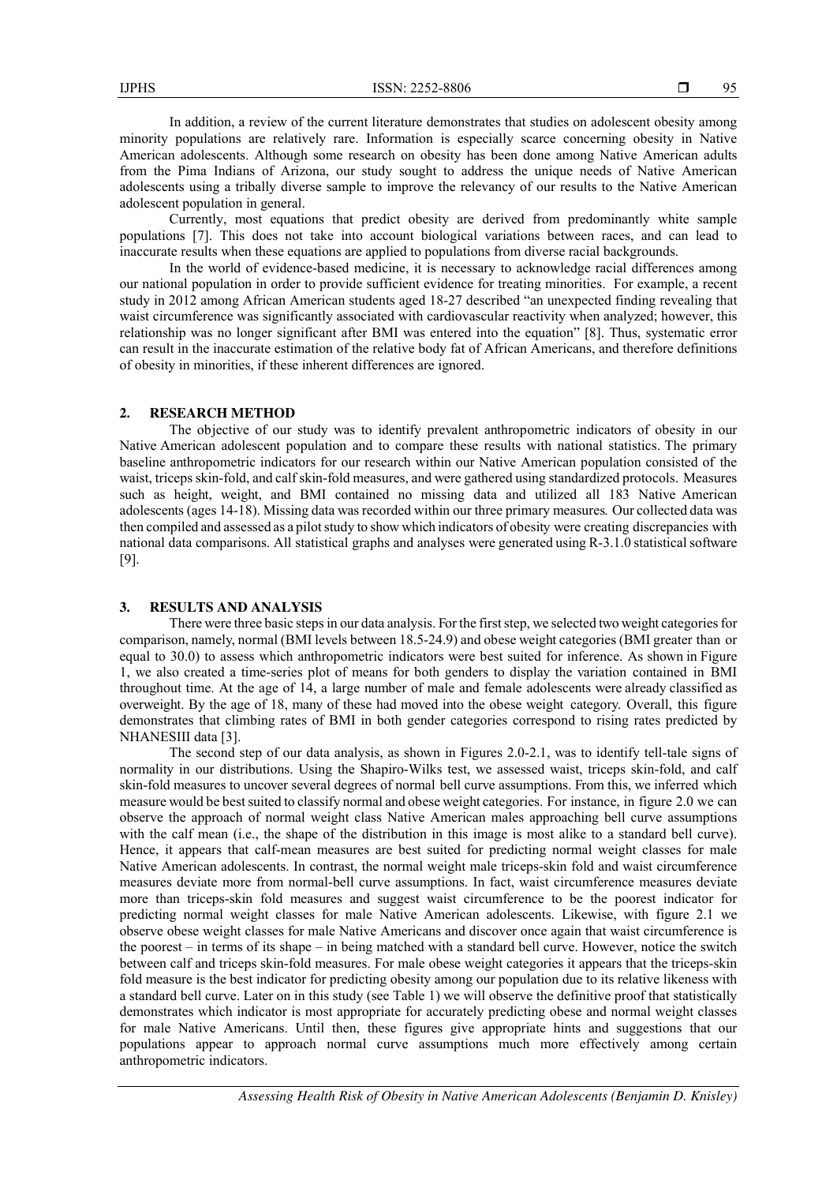In addition, a review of the current literature demonstrates that studies on adolescent obesity among minority populations are relatively rare. Information is especially scarce concerning obesity in Native American adolescents. Although some research on obesity has been done among Native American adults from the Pima Indians of Arizona, our study sought to address the unique needs of Native American adolescents using a tribally diverse sample to improve the relevancy of our results to the Native American adolescent population in general.

Currently, most equations that predict obesity are derived from predominantly white sample populations [7]. This does not take into account biological variations between races, and can lead to inaccurate results when these equations are applied to populations from diverse racial backgrounds.

In the world of evidence-based medicine, it is necessary to acknowledge racial differences among our national population in order to provide sufficient evidence for treating minorities. For example, a recent study in 2012 among African American students aged 18-27 described "an unexpected finding revealing that waist circumference was significantly associated with cardiovascular reactivity when analyzed; however, this relationship was no longer significant after BMI was entered into the equation" [8]. Thus, systematic error can result in the inaccurate estimation of the relative body fat of African Americans, and therefore definitions of obesity in minorities, if these inherent differences are ignored.

## 2. RESEARCH METHOD

The objective of our study was to identify prevalent anthropometric indicators of obesity in our Native American adolescent population and to compare these results with national statistics. The primary baseline anthropometric indicators for our research within our Native American population consisted of the waist, triceps skin-fold, and calf skin-fold measures, and were gathered using standardized protocols. Measures such as height, weight, and BMI contained no missing data and utilized all 183 Native American adolescents (ages 14-18). Missing data was recorded within our three primary measures. Our collected data was then compiled and assessed as a pilot study to show which indicators of obesity were creating discrepancies with national data comparisons. All statistical graphs and analyses were generated using R-3.1.0 statistical software [9].

## 3. RESULTS AND ANALYSIS

There were three basic steps in our data analysis. For the first step, we selected two weight categories for comparison, namely, normal (BMI levels between 18.5-24.9) and obese weight categories (BMI greater than or equal to 30.0) to assess which anthropometric indicators were best suited for inference. As shown in Figure 1, we also created a time-series plot of means for both genders to display the variation contained in BMI throughout time. At the age of 14, a large number of male and female adolescents were already classified as overweight. By the age of 18, many of these had moved into the obese weight category. Overall, this figure demonstrates that climbing rates of BMI in both gender categories correspond to rising rates predicted by NHANESIII data [3].

The second step of our data analysis, as shown in Figures 2.0-2.1, was to identify tell-tale signs of normality in our distributions. Using the Shapiro-Wilks test, we assessed waist, triceps skin-fold, and calf skin-fold measures to uncover several degrees of normal bell curve assumptions. From this, we inferred which measure would be best suited to classify normal and obese weight categories. For instance, in figure 2.0 we can observe the approach of normal weight class Native American males approaching bell curve assumptions with the calf mean (i.e., the shape of the distribution in this image is most alike to a standard bell curve). Hence, it appears that calf-mean measures are best suited for predicting normal weight classes for male Native American adolescents. In contrast, the normal weight male triceps-skin fold and waist circumference measures deviate more from normal-bell curve assumptions. In fact, waist circumference measures deviate more than triceps-skin fold measures and suggest waist circumference to be the poorest indicator for predicting normal weight classes for male Native American adolescents. Likewise, with figure 2.1 we observe obese weight classes for male Native Americans and discover once again that waist circumference is the poorest – in terms of its shape – in being matched with a standard bell curve. However, notice the switch between calf and triceps skin-fold measures. For male obese weight categories it appears that the triceps-skin fold measure is the best indicator for predicting obesity among our population due to its relative likeness with a standard bell curve. Later on in this study (see Table 1) we will observe the definitive proof that statistically demonstrates which indicator is most appropriate for accurately predicting obese and normal weight classes for male Native Americans. Until then, these figures give appropriate hints and suggestions that our populations appear to approach normal curve assumptions much more effectively among certain anthropometric indicators.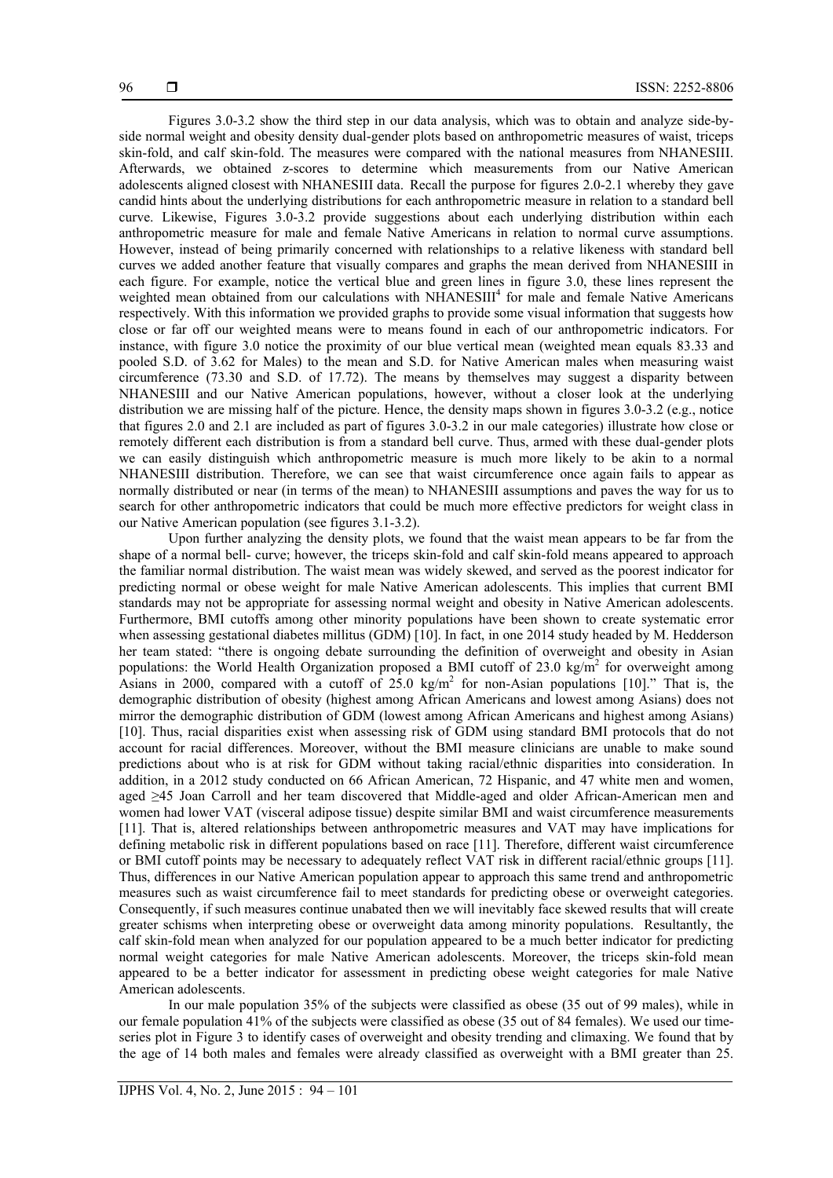Figures 3.0-3.2 show the third step in our data analysis, which was to obtain and analyze side-by-side normal weight and obesity density dual-gender plots based on anthropometric measures of waist, triceps skin-fold, and calf skin-fold. The measures were compared with the national measures from NHANESIII. Afterwards, we obtained z-scores to determine which measurements from our Native American adolescents aligned closest with NHANESIII data. Recall the purpose for figures 2.0-2.1 whereby they gave candid hints about the underlying distributions for each anthropometric measure in relation to a standard bell curve. Likewise, Figures 3.0-3.2 provide suggestions about each underlying distribution within each anthropometric measure for male and female Native Americans in relation to normal curve assumptions. However, instead of being primarily concerned with relationships to a relative likeness with standard bell curves we added another feature that visually compares and graphs the mean derived from NHANESIII in each figure. For example, notice the vertical blue and green lines in figure 3.0, these lines represent the weighted mean obtained from our calculations with NHANESIII[4] for male and female Native Americans respectively. With this information we provided graphs to provide some visual information that suggests how close or far off our weighted means were to means found in each of our anthropometric indicators. For instance, with figure 3.0 notice the proximity of our blue vertical mean (weighted mean equals 83.33 and pooled S.D. of 3.62 for Males) to the mean and S.D. for Native American males when measuring waist circumference (73.30 and S.D. of 17.72). The means by themselves may suggest a disparity between NHANESIII and our Native American populations, however, without a closer look at the underlying distribution we are missing half of the picture. Hence, the density maps shown in figures 3.0-3.2 (e.g., notice that figures 2.0 and 2.1 are included as part of figures 3.0-3.2 in our male categories) illustrate how close or remotely different each distribution is from a standard bell curve. Thus, armed with these dual-gender plots we can easily distinguish which anthropometric measure is much more likely to be akin to a normal NHANESIII distribution. Therefore, we can see that waist circumference once again fails to appear as normally distributed or near (in terms of the mean) to NHANESIII assumptions and paves the way for us to search for other anthropometric indicators that could be much more effective predictors for weight class in our Native American population (see figures 3.1-3.2).

Upon further analyzing the density plots, we found that the waist mean appears to be far from the shape of a normal bell- curve; however, the triceps skin-fold and calf skin-fold means appeared to approach the familiar normal distribution. The waist mean was widely skewed, and served as the poorest indicator for predicting normal or obese weight for male Native American adolescents. This implies that current BMI standards may not be appropriate for assessing normal weight and obesity in Native American adolescents. Furthermore, BMI cutoffs among other minority populations have been shown to create systematic error when assessing gestational diabetes millitus (GDM) [10]. In fact, in one 2014 study headed by M. Hedderson her team stated: "there is ongoing debate surrounding the definition of overweight and obesity in Asian populations: the World Health Organization proposed a BMI cutoff of 23.0 kg/m$^2$ for overweight among Asians in 2000, compared with a cutoff of 25.0 kg/m$^2$ for non-Asian populations [10]." That is, the demographic distribution of obesity (highest among African Americans and lowest among Asians) does not mirror the demographic distribution of GDM (lowest among African Americans and highest among Asians) [10]. Thus, racial disparities exist when assessing risk of GDM using standard BMI protocols that do not account for racial differences. Moreover, without the BMI measure clinicians are unable to make sound predictions about who is at risk for GDM without taking racial/ethnic disparities into consideration. In addition, in a 2012 study conducted on 66 African American, 72 Hispanic, and 47 white men and women, aged ≥45 Joan Carroll and her team discovered that Middle-aged and older African-American men and women had lower VAT (visceral adipose tissue) despite similar BMI and waist circumference measurements [11]. That is, altered relationships between anthropometric measures and VAT may have implications for defining metabolic risk in different populations based on race [11]. Therefore, different waist circumference or BMI cutoff points may be necessary to adequately reflect VAT risk in different racial/ethnic groups [11]. Thus, differences in our Native American population appear to approach this same trend and anthropometric measures such as waist circumference fail to meet standards for predicting obese or overweight categories. Consequently, if such measures continue unabated then we will inevitably face skewed results that will create greater schisms when interpreting obese or overweight data among minority populations. Resultantly, the calf skin-fold mean when analyzed for our population appeared to be a much better indicator for predicting normal weight categories for male Native American adolescents. Moreover, the triceps skin-fold mean appeared to be a better indicator for assessment in predicting obese weight categories for male Native American adolescents.

In our male population 35% of the subjects were classified as obese (35 out of 99 males), while in our female population 41% of the subjects were classified as obese (35 out of 84 females). We used our time-series plot in Figure 3 to identify cases of overweight and obesity trending and climaxing. We found that by the age of 14 both males and females were already classified as overweight with a BMI greater than 25.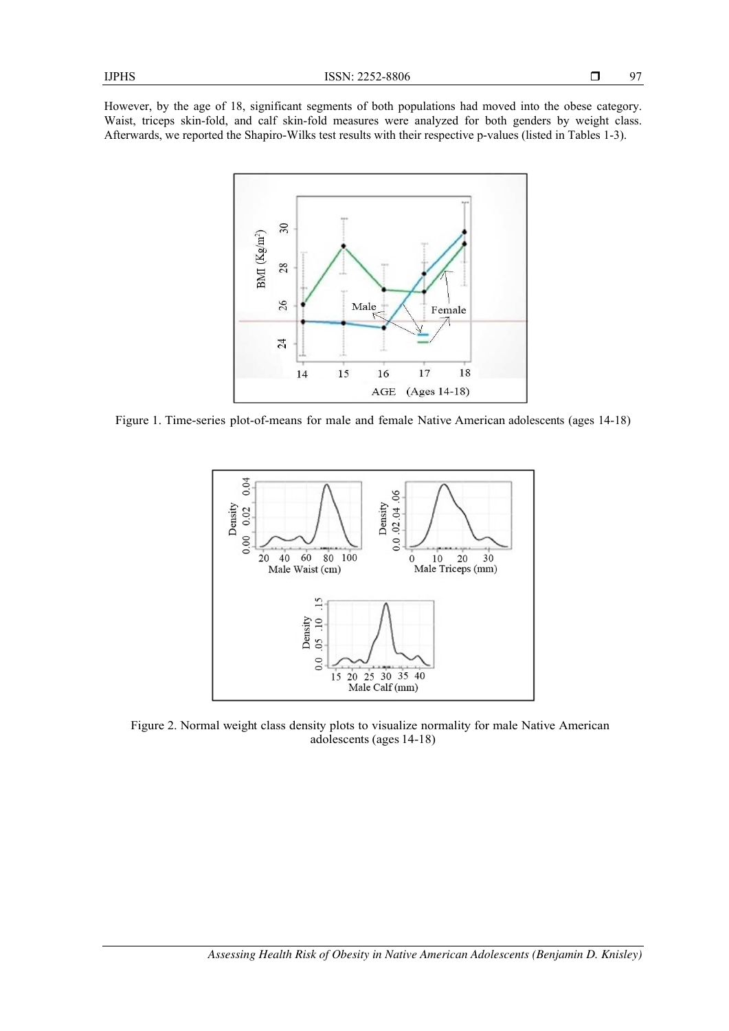However, by the age of 18, significant segments of both populations had moved into the obese category. Waist, triceps skin-fold, and calf skin-fold measures were analyzed for both genders by weight class. Afterwards, we reported the Shapiro-Wilks test results with their respective p-values (listed in Tables 1-3).

Figure 1. Time-series plot-of-means for male and female Native American adolescents (ages 14-18)

Figure 2. Normal weight class density plots to visualize normality for male Native American adolescents (ages 14-18)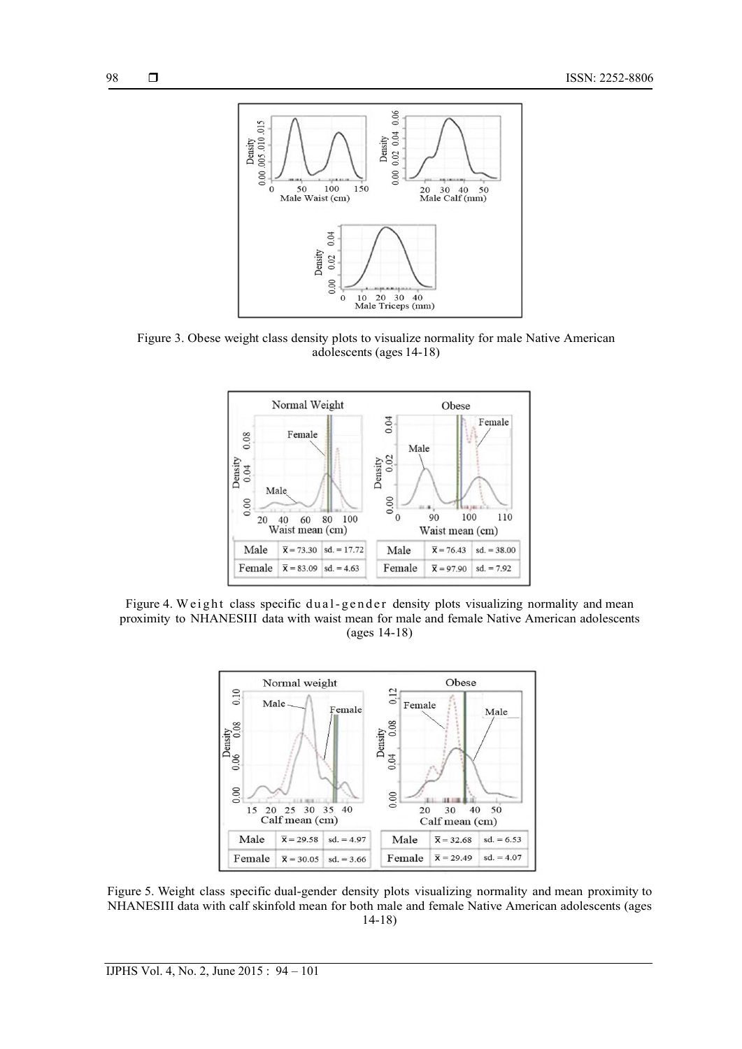Figure 3. Obese weight class density plots to visualize normality for male Native American adolescents (ages 14-18)

| Normal Weight | | | Obese | | |
|---|---|---|---|---|---|
| Male | $\bar{x} = 73.30$ | sd. = 17.72 | Male | $\bar{x} = 76.43$ | sd. = 38.00 |
| Female | $\bar{x} = 83.09$ | sd. = 4.63 | Female | $\bar{x} = 97.90$ | sd. = 7.92 |

Figure 4. Weight class specific dual-gender density plots visualizing normality and mean proximity to NHANESIII data with waist mean for male and female Native American adolescents (ages 14-18)

| Normal weight | | | Obese | | |
|---|---|---|---|---|---|
| Male | $\bar{x} = 29.58$ | sd. = 4.97 | Male | $\bar{x} = 32.68$ | sd. = 6.53 |
| Female | $\bar{x} = 30.05$ | sd. = 3.66 | Female | $\bar{x} = 29.49$ | sd. = 4.07 |

Figure 5. Weight class specific dual-gender density plots visualizing normality and mean proximity to NHANESIII data with calf skinfold mean for both male and female Native American adolescents (ages 14-18)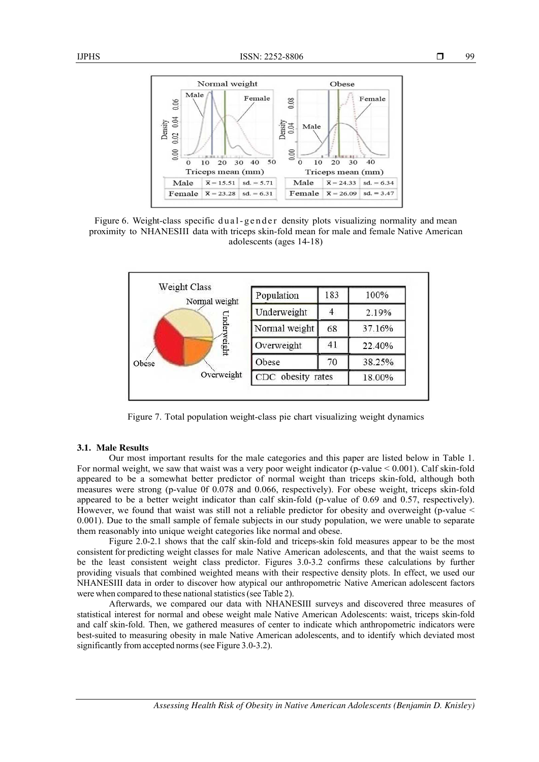| Normal weight | | | Obese | | |
|---|---|---|---|---|---|
| Male | $\bar{x} = 15.51$ | sd. = 5.71 | Male | $\bar{x} = 24.33$ | sd. = 6.34 |
| Female | $\bar{x} = 23.28$ | sd. = 6.31 | Female | $\bar{x} = 26.09$ | sd. = 3.47 |

Figure 6. Weight-class specific dual-gender density plots visualizing normality and mean proximity to NHANESIII data with triceps skin-fold mean for male and female Native American adolescents (ages 14-18)

| Population | 183 | 100% |
|---|---|---|
| Underweight | 4 | 2.19% |
| Normal weight | 68 | 37.16% |
| Overweight | 41 | 22.40% |
| Obese | 70 | 38.25% |
| CDC obesity rates | | 18.00% |

Figure 7. Total population weight-class pie chart visualizing weight dynamics

### 3.1. Male Results

Our most important results for the male categories and this paper are listed below in Table 1. For normal weight, we saw that waist was a very poor weight indicator (p-value $< 0.001$). Calf skin-fold appeared to be a somewhat better predictor of normal weight than triceps skin-fold, although both measures were strong (p-value 0f 0.078 and 0.066, respectively). For obese weight, triceps skin-fold appeared to be a better weight indicator than calf skin-fold (p-value of 0.69 and 0.57, respectively). However, we found that waist was still not a reliable predictor for obesity and overweight (p-value $<$ 0.001). Due to the small sample of female subjects in our study population, we were unable to separate them reasonably into unique weight categories like normal and obese.

Figure 2.0-2.1 shows that the calf skin-fold and triceps-skin fold measures appear to be the most consistent for predicting weight classes for male Native American adolescents, and that the waist seems to be the least consistent weight class predictor. Figures 3.0-3.2 confirms these calculations by further providing visuals that combined weighted means with their respective density plots. In effect, we used our NHANESIII data in order to discover how atypical our anthropometric Native American adolescent factors were when compared to these national statistics (see Table 2).

Afterwards, we compared our data with NHANESIII surveys and discovered three measures of statistical interest for normal and obese weight male Native American Adolescents: waist, triceps skin-fold and calf skin-fold. Then, we gathered measures of center to indicate which anthropometric indicators were best-suited to measuring obesity in male Native American adolescents, and to identify which deviated most significantly from accepted norms (see Figure 3.0-3.2).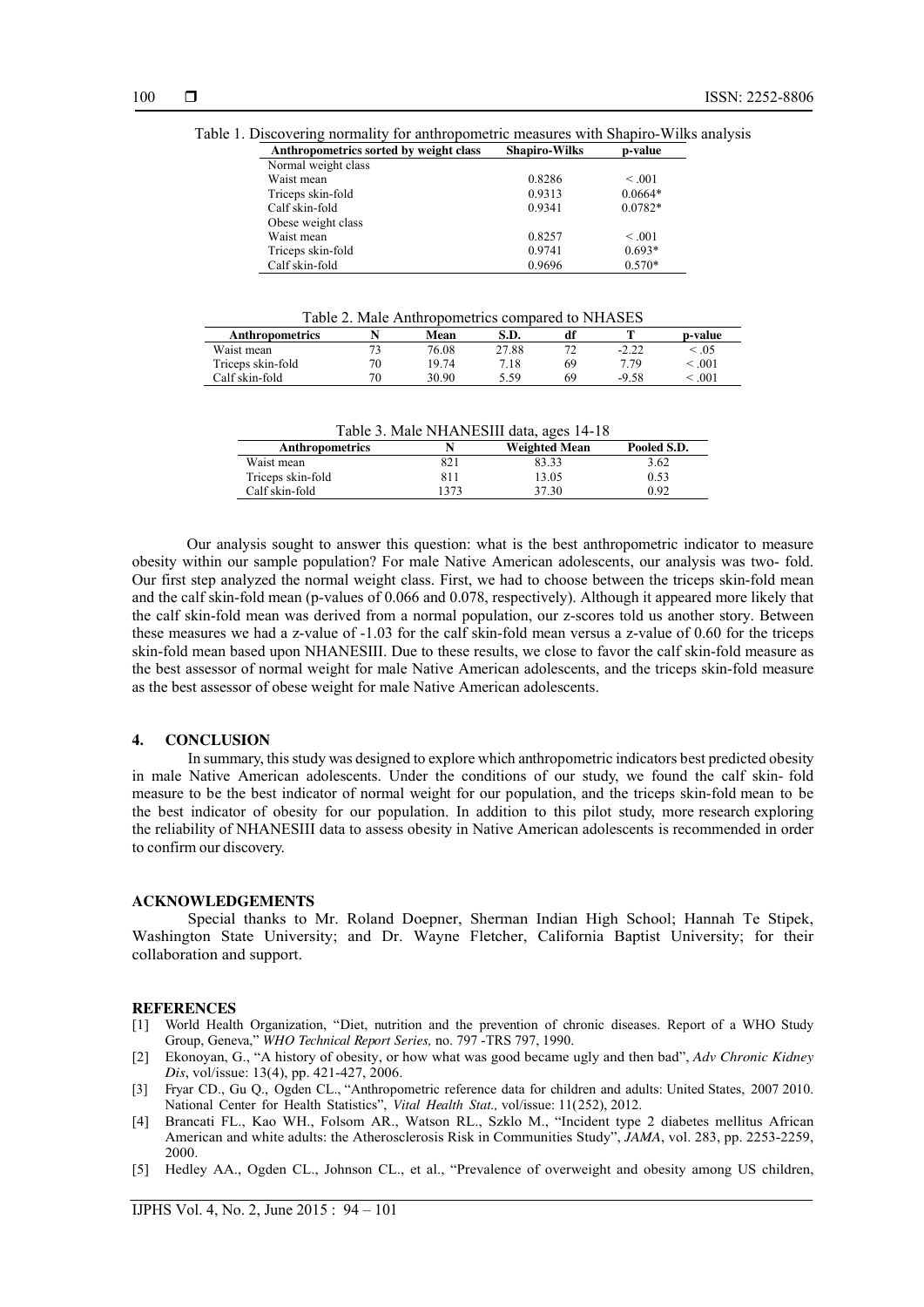Table 1. Discovering normality for anthropometric measures with Shapiro-Wilks analysis

| Anthropometrics sorted by weight class | Shapiro-Wilks | p-value |
|---|---|---|
| Normal weight class | | |
| Waist mean | 0.8286 | < .001 |
| Triceps skin-fold | 0.9313 | 0.0664* |
| Calf skin-fold | 0.9341 | 0.0782* |
| Obese weight class | | |
| Waist mean | 0.8257 | < .001 |
| Triceps skin-fold | 0.9741 | 0.693* |
| Calf skin-fold | 0.9696 | 0.570* |

Table 2. Male Anthropometrics compared to NHASES

| Anthropometrics | N | Mean | S.D. | df | T | p-value |
|---|---|---|---|---|---|---|
| Waist mean | 73 | 76.08 | 27.88 | 72 | -2.22 | < .05 |
| Triceps skin-fold | 70 | 19.74 | 7.18 | 69 | 7.79 | < .001 |
| Calf skin-fold | 70 | 30.90 | 5.59 | 69 | -9.58 | < .001 |

Table 3. Male NHANESIII data, ages 14-18

| Anthropometrics | N | Weighted Mean | Pooled S.D. |
|---|---|---|---|
| Waist mean | 821 | 83.33 | 3.62 |
| Triceps skin-fold | 811 | 13.05 | 0.53 |
| Calf skin-fold | 1373 | 37.30 | 0.92 |

Our analysis sought to answer this question: what is the best anthropometric indicator to measure obesity within our sample population? For male Native American adolescents, our analysis was two- fold. Our first step analyzed the normal weight class. First, we had to choose between the triceps skin-fold mean and the calf skin-fold mean (p-values of 0.066 and 0.078, respectively). Although it appeared more likely that the calf skin-fold mean was derived from a normal population, our z-scores told us another story. Between these measures we had a z-value of -1.03 for the calf skin-fold mean versus a z-value of 0.60 for the triceps skin-fold mean based upon NHANESIII. Due to these results, we close to favor the calf skin-fold measure as the best assessor of normal weight for male Native American adolescents, and the triceps skin-fold measure as the best assessor of obese weight for male Native American adolescents.

## 4. CONCLUSION

In summary, this study was designed to explore which anthropometric indicators best predicted obesity in male Native American adolescents. Under the conditions of our study, we found the calf skin- fold measure to be the best indicator of normal weight for our population, and the triceps skin-fold mean to be the best indicator of obesity for our population. In addition to this pilot study, more research exploring the reliability of NHANESIII data to assess obesity in Native American adolescents is recommended in order to confirm our discovery.

## ACKNOWLEDGEMENTS

Special thanks to Mr. Roland Doepner, Sherman Indian High School; Hannah Te Stipek, Washington State University; and Dr. Wayne Fletcher, California Baptist University; for their collaboration and support.

## REFERENCES

[1] World Health Organization, "Diet, nutrition and the prevention of chronic diseases. Report of a WHO Study Group, Geneva," *WHO Technical Report Series,* no. 797 -TRS 797, 1990.

[2] Ekonoyan, G., "A history of obesity, or how what was good became ugly and then bad", *Adv Chronic Kidney Dis*, vol/issue: 13(4), pp. 421-427, 2006.

[3] Fryar CD., Gu Q., Ogden CL., "Anthropometric reference data for children and adults: United States, 2007 2010. National Center for Health Statistics", *Vital Health Stat.,* vol/issue: 11(252), 2012.

[4] Brancati FL., Kao WH., Folsom AR., Watson RL., Szklo M., "Incident type 2 diabetes mellitus African American and white adults: the Atherosclerosis Risk in Communities Study", *JAMA*, vol. 283, pp. 2253-2259, 2000.

[5] Hedley AA., Ogden CL., Johnson CL., et al., "Prevalence of overweight and obesity among US children,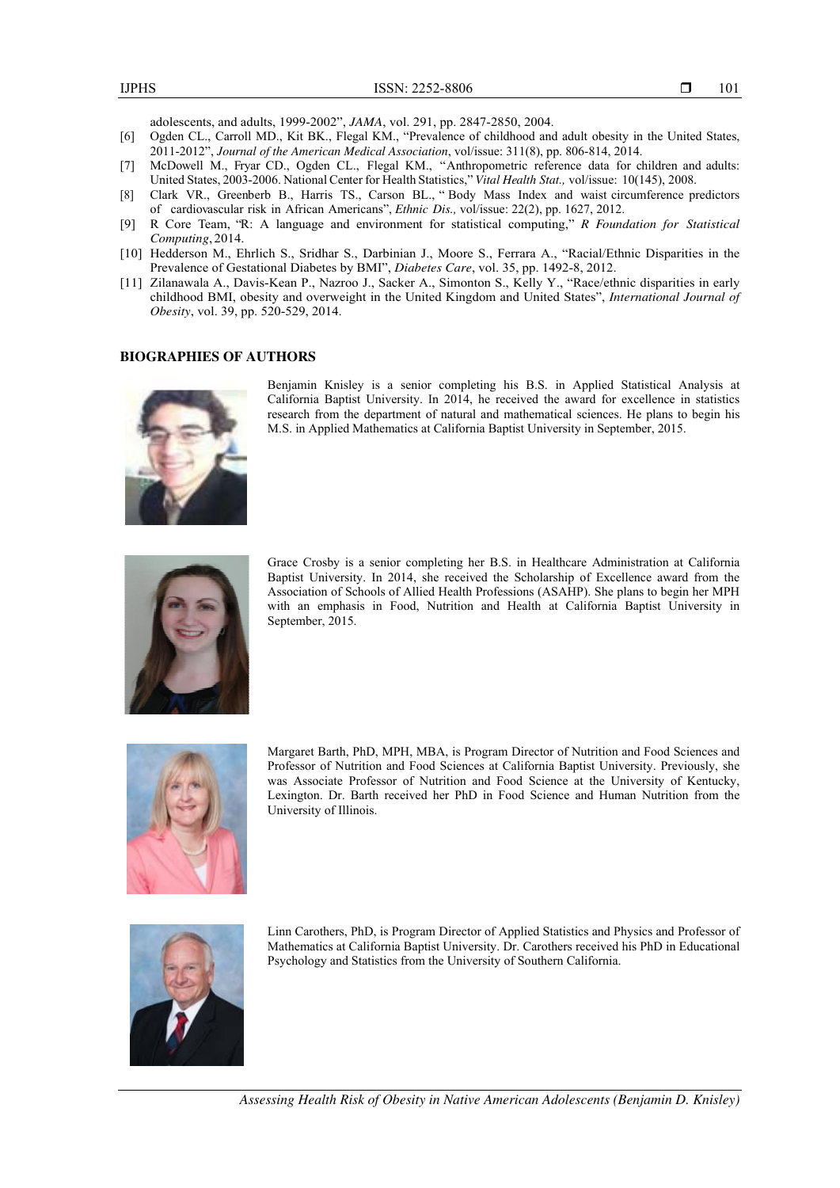adolescents, and adults, 1999-2002", *JAMA*, vol. 291, pp. 2847-2850, 2004.

[6] Ogden CL., Carroll MD., Kit BK., Flegal KM., "Prevalence of childhood and adult obesity in the United States, 2011-2012", *Journal of the American Medical Association*, vol/issue: 311(8), pp. 806-814, 2014.

[7] McDowell M., Fryar CD., Ogden CL., Flegal KM., "Anthropometric reference data for children and adults: United States, 2003-2006. National Center for Health Statistics," *Vital Health Stat.,* vol/issue: 10(145), 2008.

[8] Clark VR., Greenberb B., Harris TS., Carson BL., " Body Mass Index and waist circumference predictors of cardiovascular risk in African Americans", *Ethnic Dis.,* vol/issue: 22(2), pp. 1627, 2012.

[9] R Core Team, "R: A language and environment for statistical computing," *R Foundation for Statistical Computing*, 2014.

[10] Hedderson M., Ehrlich S., Sridhar S., Darbinian J., Moore S., Ferrara A., "Racial/Ethnic Disparities in the Prevalence of Gestational Diabetes by BMI", *Diabetes Care*, vol. 35, pp. 1492-8, 2012.

[11] Zilanawala A., Davis-Kean P., Nazroo J., Sacker A., Simonton S., Kelly Y., "Race/ethnic disparities in early childhood BMI, obesity and overweight in the United Kingdom and United States", *International Journal of Obesity*, vol. 39, pp. 520-529, 2014.

## BIOGRAPHIES OF AUTHORS

Benjamin Knisley is a senior completing his B.S. in Applied Statistical Analysis at California Baptist University. In 2014, he received the award for excellence in statistics research from the department of natural and mathematical sciences. He plans to begin his M.S. in Applied Mathematics at California Baptist University in September, 2015.

Grace Crosby is a senior completing her B.S. in Healthcare Administration at California Baptist University. In 2014, she received the Scholarship of Excellence award from the Association of Schools of Allied Health Professions (ASAHP). She plans to begin her MPH with an emphasis in Food, Nutrition and Health at California Baptist University in September, 2015.

Margaret Barth, PhD, MPH, MBA, is Program Director of Nutrition and Food Sciences and Professor of Nutrition and Food Sciences at California Baptist University. Previously, she was Associate Professor of Nutrition and Food Science at the University of Kentucky, Lexington. Dr. Barth received her PhD in Food Science and Human Nutrition from the University of Illinois.

Linn Carothers, PhD, is Program Director of Applied Statistics and Physics and Professor of Mathematics at California Baptist University. Dr. Carothers received his PhD in Educational Psychology and Statistics from the University of Southern California.